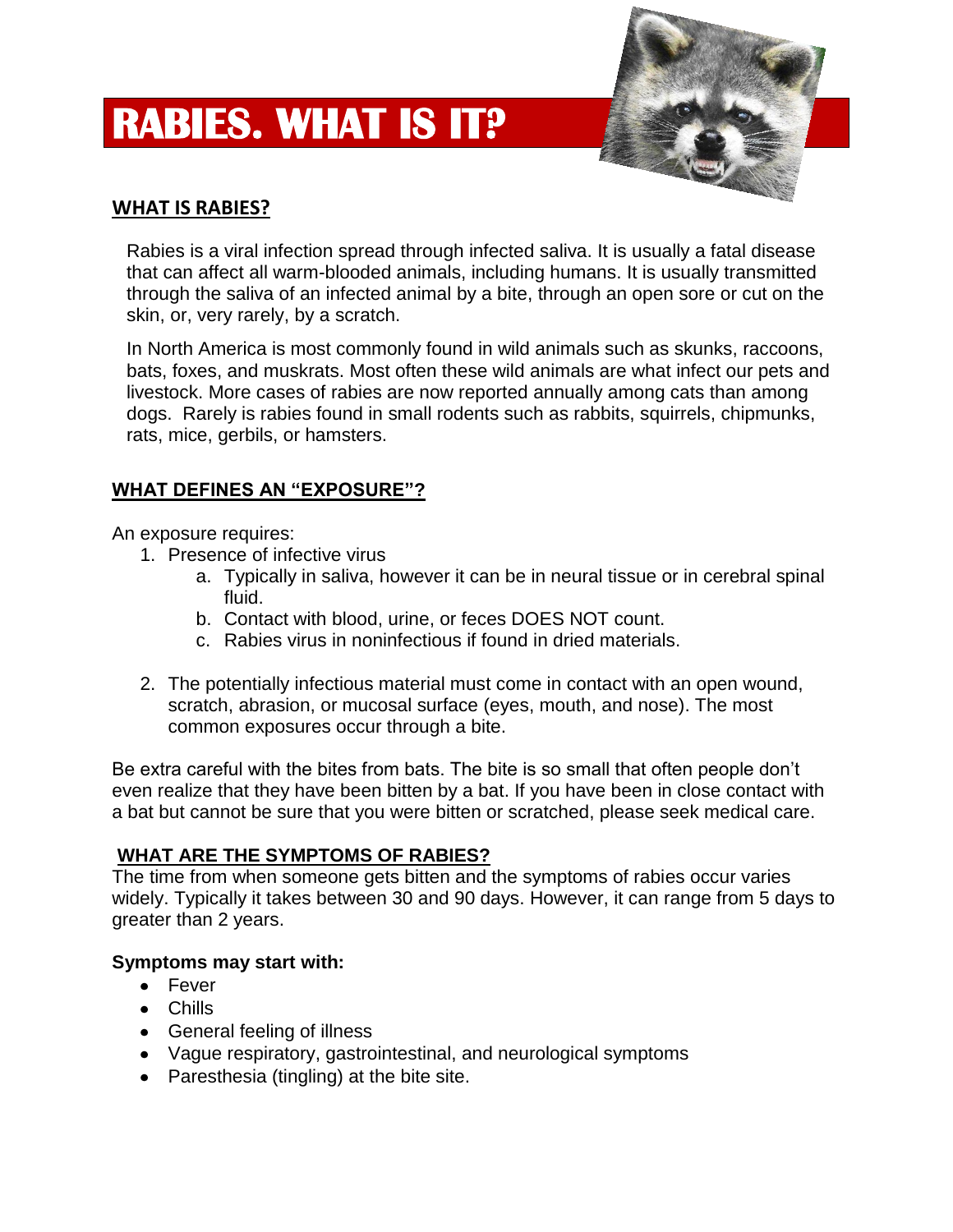# RABIES. WHAT IS IT?

## WHAT IS RABIES?

Rabies is a viral infection spread through infected saliva. It is usually a fatal disease that can affect all warm-blooded animals, including humans. It is usually transmitted through the saliva of an infected animal by a bite, through an open sore or cut on the skin, or, very rarely, by a scratch.

In North America is most commonly found in wild animals such as skunks, raccoons, bats, foxes, and muskrats. Most often these wild animals are what infect our pets and livestock. More cases of rabies are now reported annually among cats than among dogs. Rarely is rabies found in small rodents such as rabbits, squirrels, chipmunks, rats, mice, gerbils, or hamsters.

## WHAT DEFINES AN "EXPOSURE"?

An exposure requires:

1. Presence of infective virus
   a. Typically in saliva, however it can be in neural tissue or in cerebral spinal fluid.
   b. Contact with blood, urine, or feces DOES NOT count.
   c. Rabies virus in noninfectious if found in dried materials.

2. The potentially infectious material must come in contact with an open wound, scratch, abrasion, or mucosal surface (eyes, mouth, and nose). The most common exposures occur through a bite.

Be extra careful with the bites from bats. The bite is so small that often people don't even realize that they have been bitten by a bat. If you have been in close contact with a bat but cannot be sure that you were bitten or scratched, please seek medical care.

## WHAT ARE THE SYMPTOMS OF RABIES?

The time from when someone gets bitten and the symptoms of rabies occur varies widely. Typically it takes between 30 and 90 days. However, it can range from 5 days to greater than 2 years.

**Symptoms may start with:**

- Fever
- Chills
- General feeling of illness
- Vague respiratory, gastrointestinal, and neurological symptoms
- Paresthesia (tingling) at the bite site.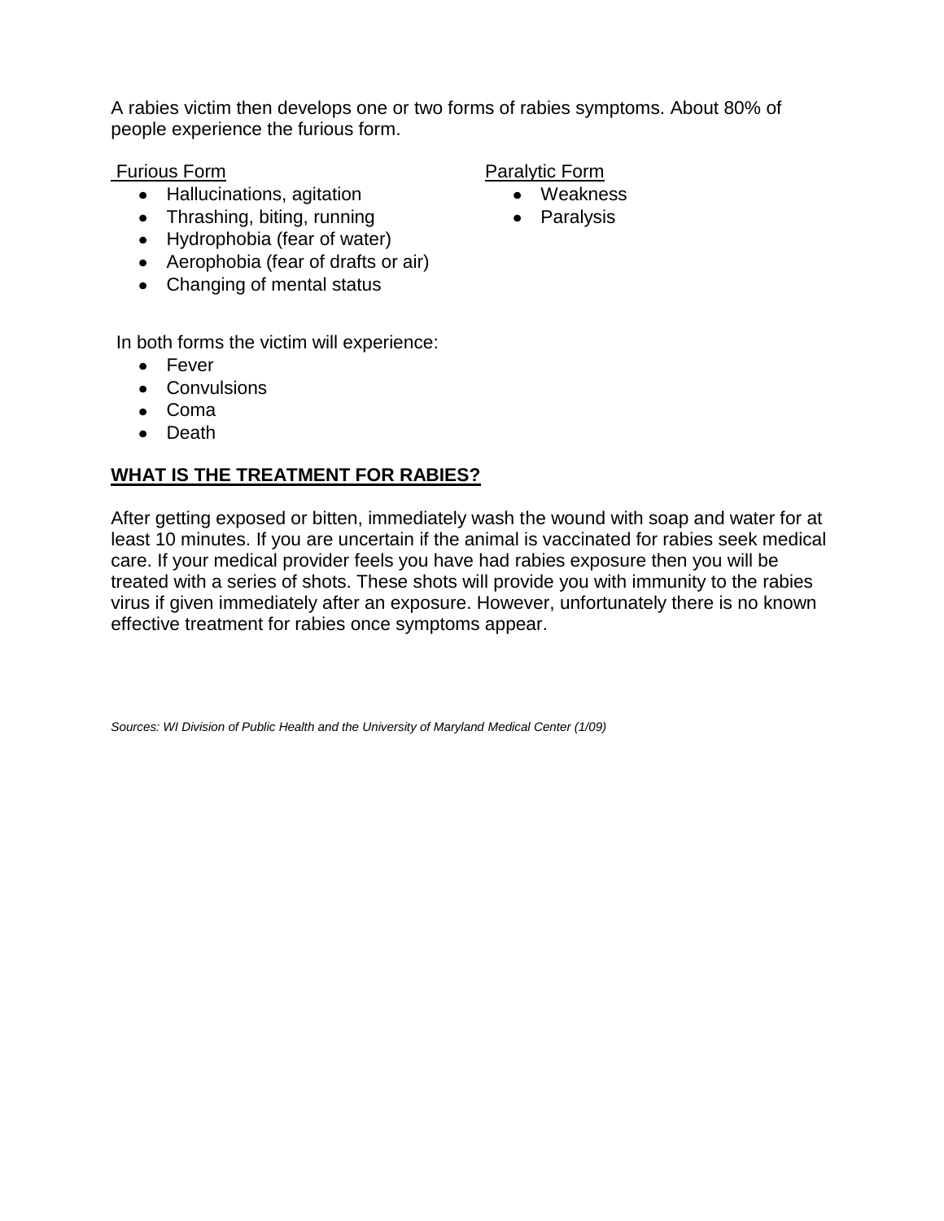A rabies victim then develops one or two forms of rabies symptoms. About 80% of people experience the furious form.

Furious Form

- Hallucinations, agitation
- Thrashing, biting, running
- Hydrophobia (fear of water)
- Aerophobia (fear of drafts or air)
- Changing of mental status

Paralytic Form

- Weakness
- Paralysis

In both forms the victim will experience:

- Fever
- Convulsions
- Coma
- Death

## **WHAT IS THE TREATMENT FOR RABIES?**

After getting exposed or bitten, immediately wash the wound with soap and water for at least 10 minutes. If you are uncertain if the animal is vaccinated for rabies seek medical care. If your medical provider feels you have had rabies exposure then you will be treated with a series of shots. These shots will provide you with immunity to the rabies virus if given immediately after an exposure. However, unfortunately there is no known effective treatment for rabies once symptoms appear.

*Sources: WI Division of Public Health and the University of Maryland Medical Center (1/09)*